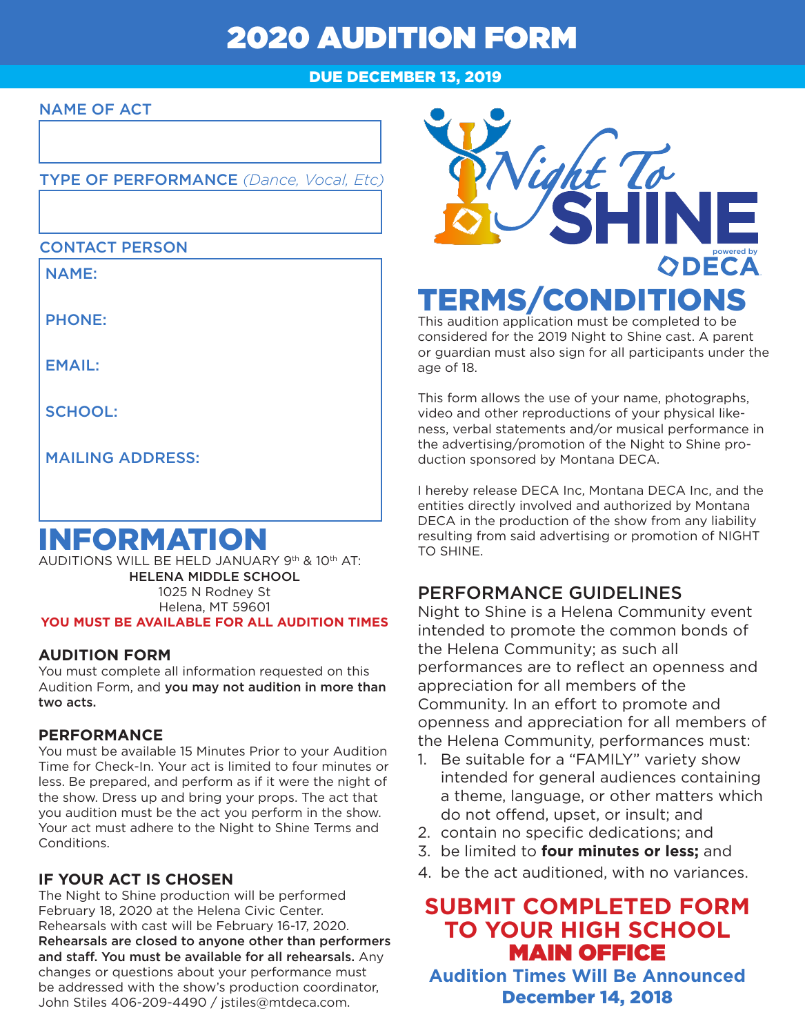# 2020 AUDITION FORM

**DUE DECEMBER 13, 2019**

NAME OF ACT

TYPE OF PERFORMANCE *(Dance, Vocal, Etc)*

CONTACT PERSON

NAME:

PHONE:

EMAIL:

SCHOOL:

MAILING ADDRESS:

# INFORMATION

AUDITIONS WILL BE HELD JANUARY 9th & 10th AT:

**HELENA MIDDLE SCHOOL**
1025 N Rodney St
Helena, MT 59601

**YOU MUST BE AVAILABLE FOR ALL AUDITION TIMES**

### AUDITION FORM

You must complete all information requested on this Audition Form, and **you may not audition in more than two acts.**

### PERFORMANCE

You must be available 15 Minutes Prior to your Audition Time for Check-In. Your act is limited to four minutes or less. Be prepared, and perform as if it were the night of the show. Dress up and bring your props. The act that you audition must be the act you perform in the show. Your act must adhere to the Night to Shine Terms and Conditions.

### IF YOUR ACT IS CHOSEN

The Night to Shine production will be performed February 18, 2020 at the Helena Civic Center. Rehearsals with cast will be February 16-17, 2020. **Rehearsals are closed to anyone other than performers and staff. You must be available for all rehearsals.** Any changes or questions about your performance must be addressed with the show's production coordinator, John Stiles 406-209-4490 / jstiles@mtdeca.com.

Night To SHINE powered by DECA

# TERMS/CONDITIONS

This audition application must be completed to be considered for the 2019 Night to Shine cast. A parent or guardian must also sign for all participants under the age of 18.

This form allows the use of your name, photographs, video and other reproductions of your physical likeness, verbal statements and/or musical performance in the advertising/promotion of the Night to Shine production sponsored by Montana DECA.

I hereby release DECA Inc, Montana DECA Inc, and the entities directly involved and authorized by Montana DECA in the production of the show from any liability resulting from said advertising or promotion of NIGHT TO SHINE.

## PERFORMANCE GUIDELINES

Night to Shine is a Helena Community event intended to promote the common bonds of the Helena Community; as such all performances are to reflect an openness and appreciation for all members of the Community. In an effort to promote and openness and appreciation for all members of the Helena Community, performances must:

1. Be suitable for a "FAMILY" variety show intended for general audiences containing a theme, language, or other matters which do not offend, upset, or insult; and
2. contain no specific dedications; and
3. be limited to **four minutes or less;** and
4. be the act auditioned, with no variances.

## SUBMIT COMPLETED FORM TO YOUR HIGH SCHOOL MAIN OFFICE

**Audition Times Will Be Announced December 14, 2018**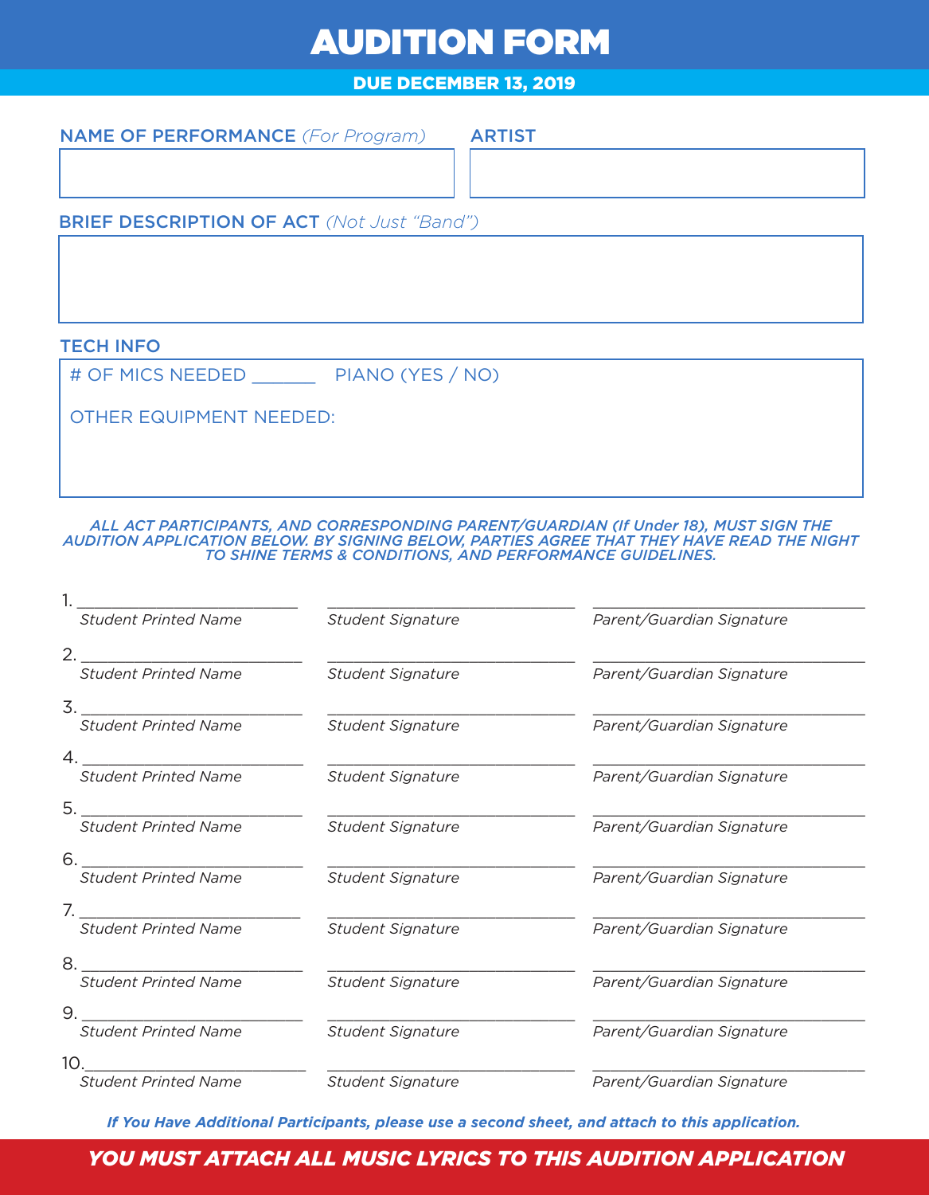# AUDITION FORM

**DUE DECEMBER 13, 2019**

NAME OF PERFORMANCE *(For Program)*

ARTIST

BRIEF DESCRIPTION OF ACT *(Not Just "Band")*

TECH INFO

# OF MICS NEEDED ______ PIANO (YES / NO)

OTHER EQUIPMENT NEEDED:

***ALL ACT PARTICIPANTS, AND CORRESPONDING PARENT/GUARDIAN (If Under 18), MUST SIGN THE AUDITION APPLICATION BELOW. BY SIGNING BELOW, PARTIES AGREE THAT THEY HAVE READ THE NIGHT TO SHINE TERMS & CONDITIONS, AND PERFORMANCE GUIDELINES.***

1. ________________________ *Student Printed Name* ________________________ *Student Signature* ________________________ *Parent/Guardian Signature*
2. ________________________ *Student Printed Name* ________________________ *Student Signature* ________________________ *Parent/Guardian Signature*
3. ________________________ *Student Printed Name* ________________________ *Student Signature* ________________________ *Parent/Guardian Signature*
4. ________________________ *Student Printed Name* ________________________ *Student Signature* ________________________ *Parent/Guardian Signature*
5. ________________________ *Student Printed Name* ________________________ *Student Signature* ________________________ *Parent/Guardian Signature*
6. ________________________ *Student Printed Name* ________________________ *Student Signature* ________________________ *Parent/Guardian Signature*
7. ________________________ *Student Printed Name* ________________________ *Student Signature* ________________________ *Parent/Guardian Signature*
8. ________________________ *Student Printed Name* ________________________ *Student Signature* ________________________ *Parent/Guardian Signature*
9. ________________________ *Student Printed Name* ________________________ *Student Signature* ________________________ *Parent/Guardian Signature*
10. ________________________ *Student Printed Name* ________________________ *Student Signature* ________________________ *Parent/Guardian Signature*

***If You Have Additional Participants, please use a second sheet, and attach to this application.***

***YOU MUST ATTACH ALL MUSIC LYRICS TO THIS AUDITION APPLICATION***